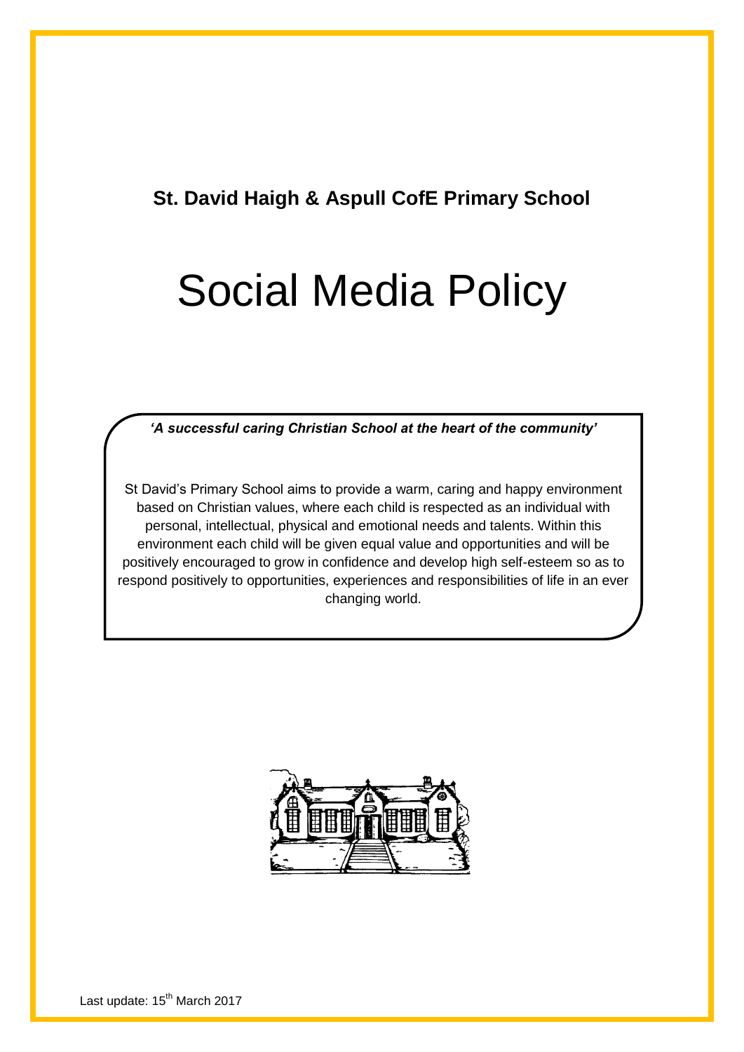**St. David Haigh & Aspull CofE Primary School**

# Social Media Policy

***'A successful caring Christian School at the heart of the community'***

St David's Primary School aims to provide a warm, caring and happy environment based on Christian values, where each child is respected as an individual with personal, intellectual, physical and emotional needs and talents. Within this environment each child will be given equal value and opportunities and will be positively encouraged to grow in confidence and develop high self-esteem so as to respond positively to opportunities, experiences and responsibilities of life in an ever changing world.

Last update: 15th March 2017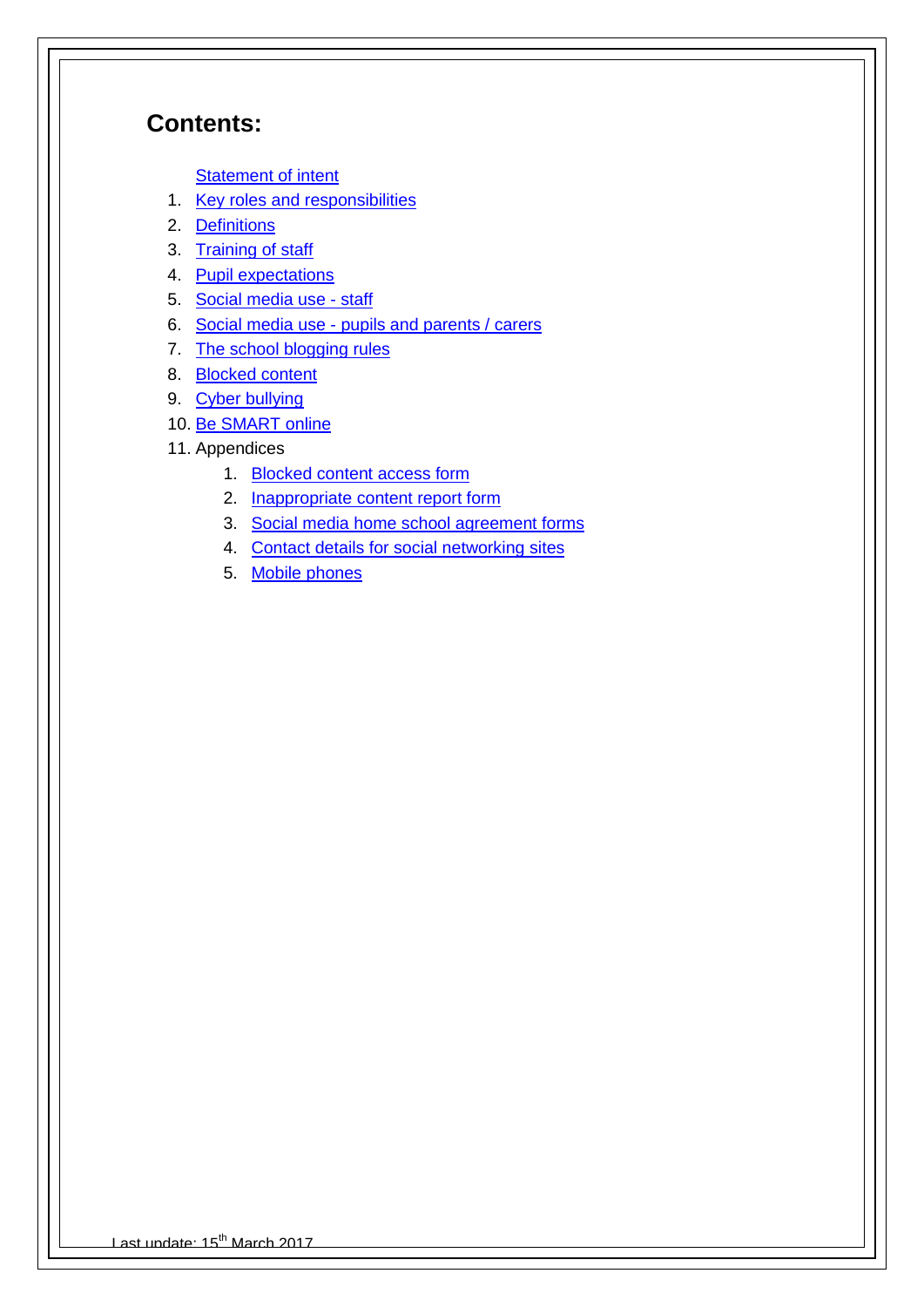# Contents:

Statement of intent

1. Key roles and responsibilities
2. Definitions
3. Training of staff
4. Pupil expectations
5. Social media use - staff
6. Social media use - pupils and parents / carers
7. The school blogging rules
8. Blocked content
9. Cyber bullying
10. Be SMART online
11. Appendices
    1. Blocked content access form
    2. Inappropriate content report form
    3. Social media home school agreement forms
    4. Contact details for social networking sites
    5. Mobile phones

Last update: 15th March 2017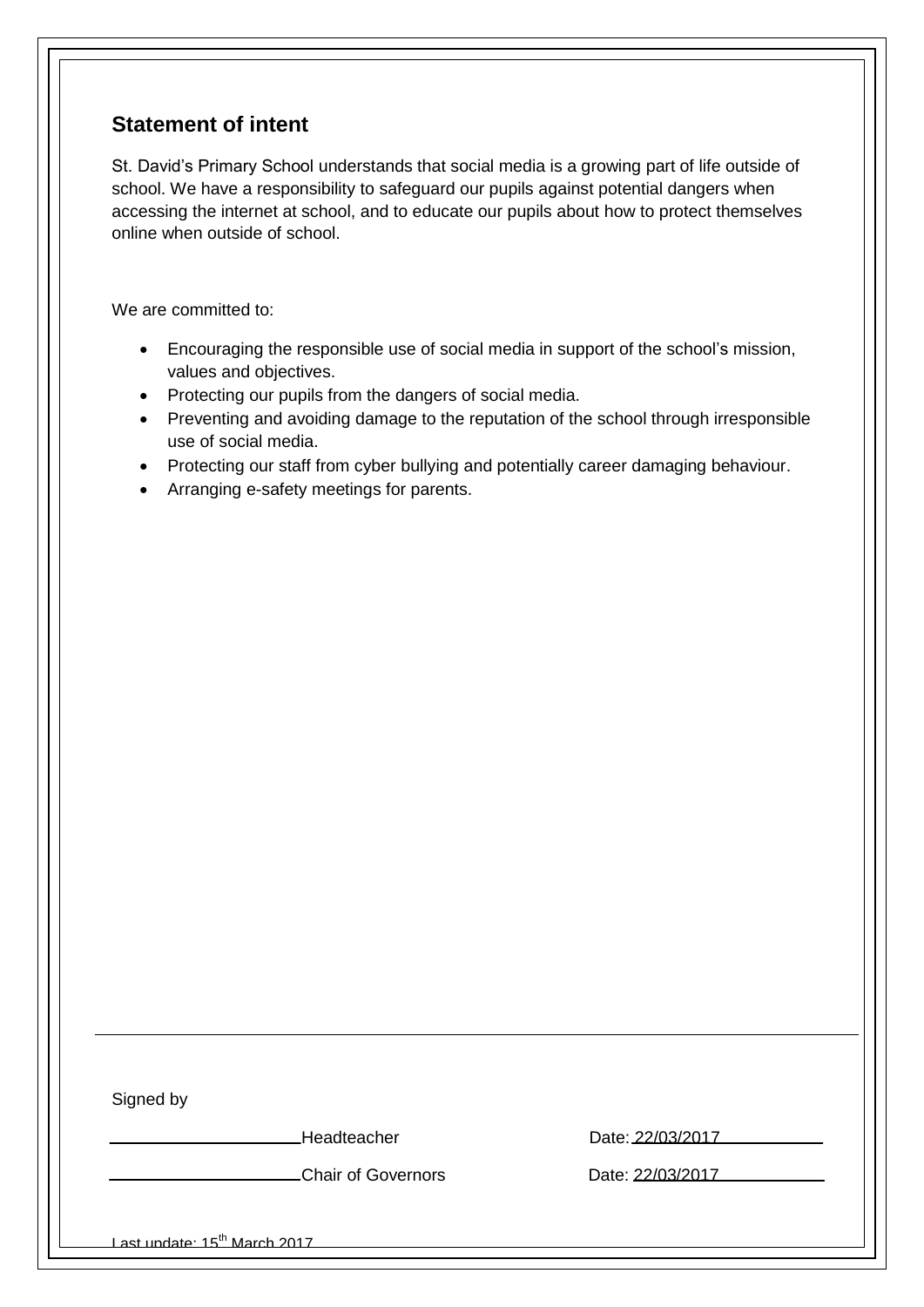## Statement of intent

St. David's Primary School understands that social media is a growing part of life outside of school. We have a responsibility to safeguard our pupils against potential dangers when accessing the internet at school, and to educate our pupils about how to protect themselves online when outside of school.

We are committed to:

- Encouraging the responsible use of social media in support of the school's mission, values and objectives.
- Protecting our pupils from the dangers of social media.
- Preventing and avoiding damage to the reputation of the school through irresponsible use of social media.
- Protecting our staff from cyber bullying and potentially career damaging behaviour.
- Arranging e-safety meetings for parents.

---

Signed by

| | | |
|---|---|---|
| ____________________ | Headteacher | Date: 22/03/2017 |
| ____________________ | Chair of Governors | Date: 22/03/2017 |

Last update: 15th March 2017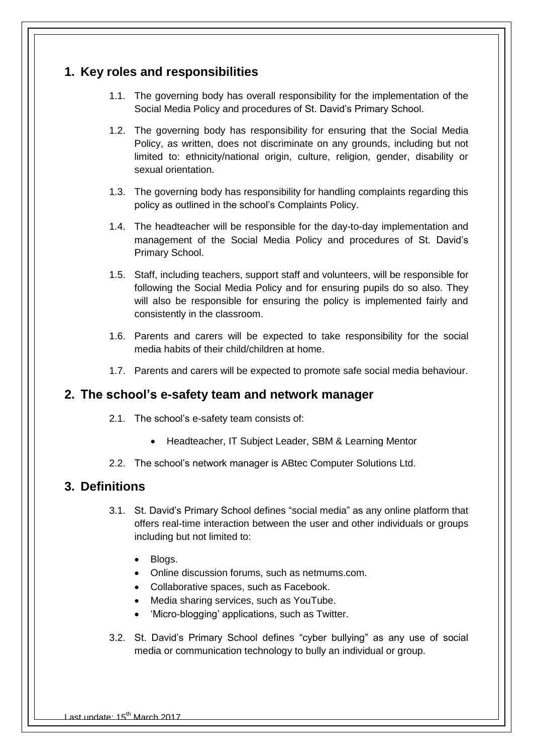## 1. Key roles and responsibilities

1.1. The governing body has overall responsibility for the implementation of the Social Media Policy and procedures of St. David's Primary School.

1.2. The governing body has responsibility for ensuring that the Social Media Policy, as written, does not discriminate on any grounds, including but not limited to: ethnicity/national origin, culture, religion, gender, disability or sexual orientation.

1.3. The governing body has responsibility for handling complaints regarding this policy as outlined in the school's Complaints Policy.

1.4. The headteacher will be responsible for the day-to-day implementation and management of the Social Media Policy and procedures of St. David's Primary School.

1.5. Staff, including teachers, support staff and volunteers, will be responsible for following the Social Media Policy and for ensuring pupils do so also. They will also be responsible for ensuring the policy is implemented fairly and consistently in the classroom.

1.6. Parents and carers will be expected to take responsibility for the social media habits of their child/children at home.

1.7. Parents and carers will be expected to promote safe social media behaviour.

## 2. The school's e-safety team and network manager

2.1. The school's e-safety team consists of:

- Headteacher, IT Subject Leader, SBM & Learning Mentor

2.2. The school's network manager is ABtec Computer Solutions Ltd.

## 3. Definitions

3.1. St. David's Primary School defines "social media" as any online platform that offers real-time interaction between the user and other individuals or groups including but not limited to:

- Blogs.
- Online discussion forums, such as netmums.com.
- Collaborative spaces, such as Facebook.
- Media sharing services, such as YouTube.
- 'Micro-blogging' applications, such as Twitter.

3.2. St. David's Primary School defines "cyber bullying" as any use of social media or communication technology to bully an individual or group.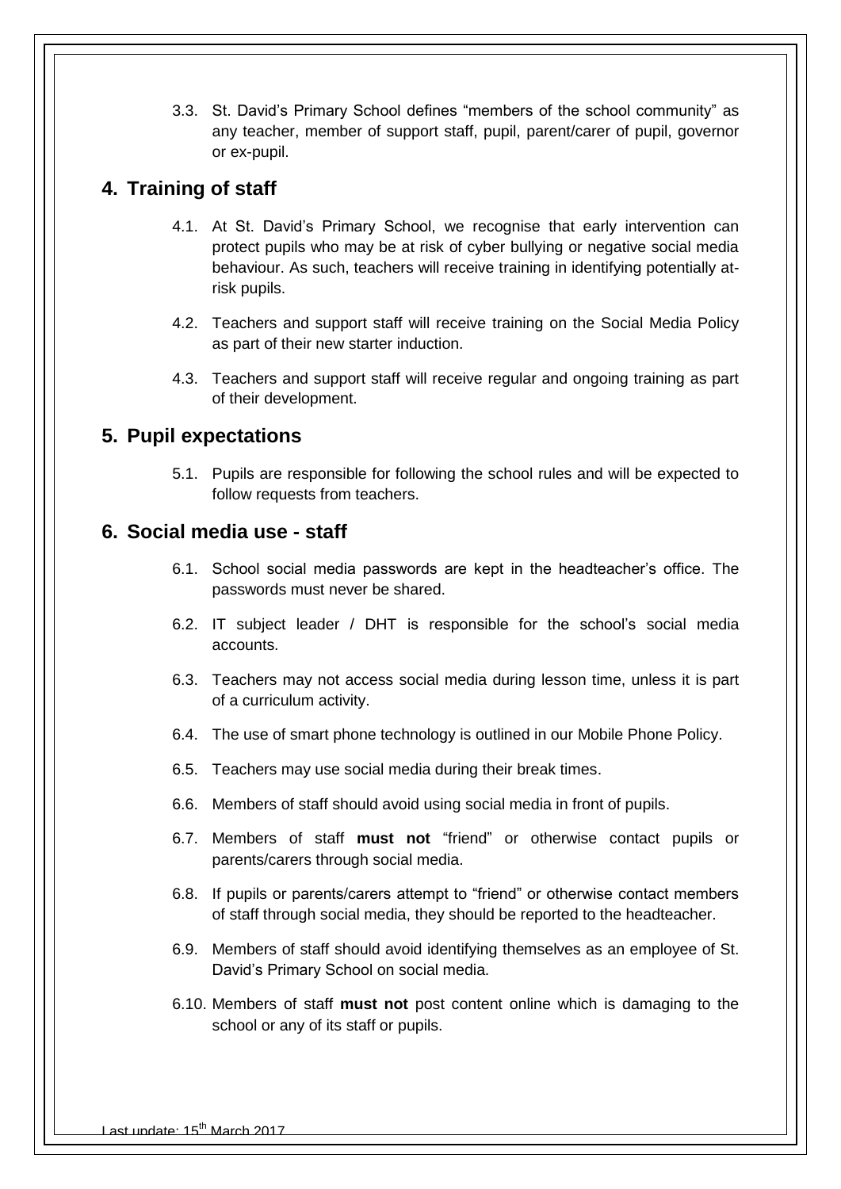3.3. St. David's Primary School defines "members of the school community" as any teacher, member of support staff, pupil, parent/carer of pupil, governor or ex-pupil.

## 4. Training of staff

4.1. At St. David's Primary School, we recognise that early intervention can protect pupils who may be at risk of cyber bullying or negative social media behaviour. As such, teachers will receive training in identifying potentially at-risk pupils.

4.2. Teachers and support staff will receive training on the Social Media Policy as part of their new starter induction.

4.3. Teachers and support staff will receive regular and ongoing training as part of their development.

## 5. Pupil expectations

5.1. Pupils are responsible for following the school rules and will be expected to follow requests from teachers.

## 6. Social media use - staff

6.1. School social media passwords are kept in the headteacher's office. The passwords must never be shared.

6.2. IT subject leader / DHT is responsible for the school's social media accounts.

6.3. Teachers may not access social media during lesson time, unless it is part of a curriculum activity.

6.4. The use of smart phone technology is outlined in our Mobile Phone Policy.

6.5. Teachers may use social media during their break times.

6.6. Members of staff should avoid using social media in front of pupils.

6.7. Members of staff **must not** "friend" or otherwise contact pupils or parents/carers through social media.

6.8. If pupils or parents/carers attempt to "friend" or otherwise contact members of staff through social media, they should be reported to the headteacher.

6.9. Members of staff should avoid identifying themselves as an employee of St. David's Primary School on social media.

6.10. Members of staff **must not** post content online which is damaging to the school or any of its staff or pupils.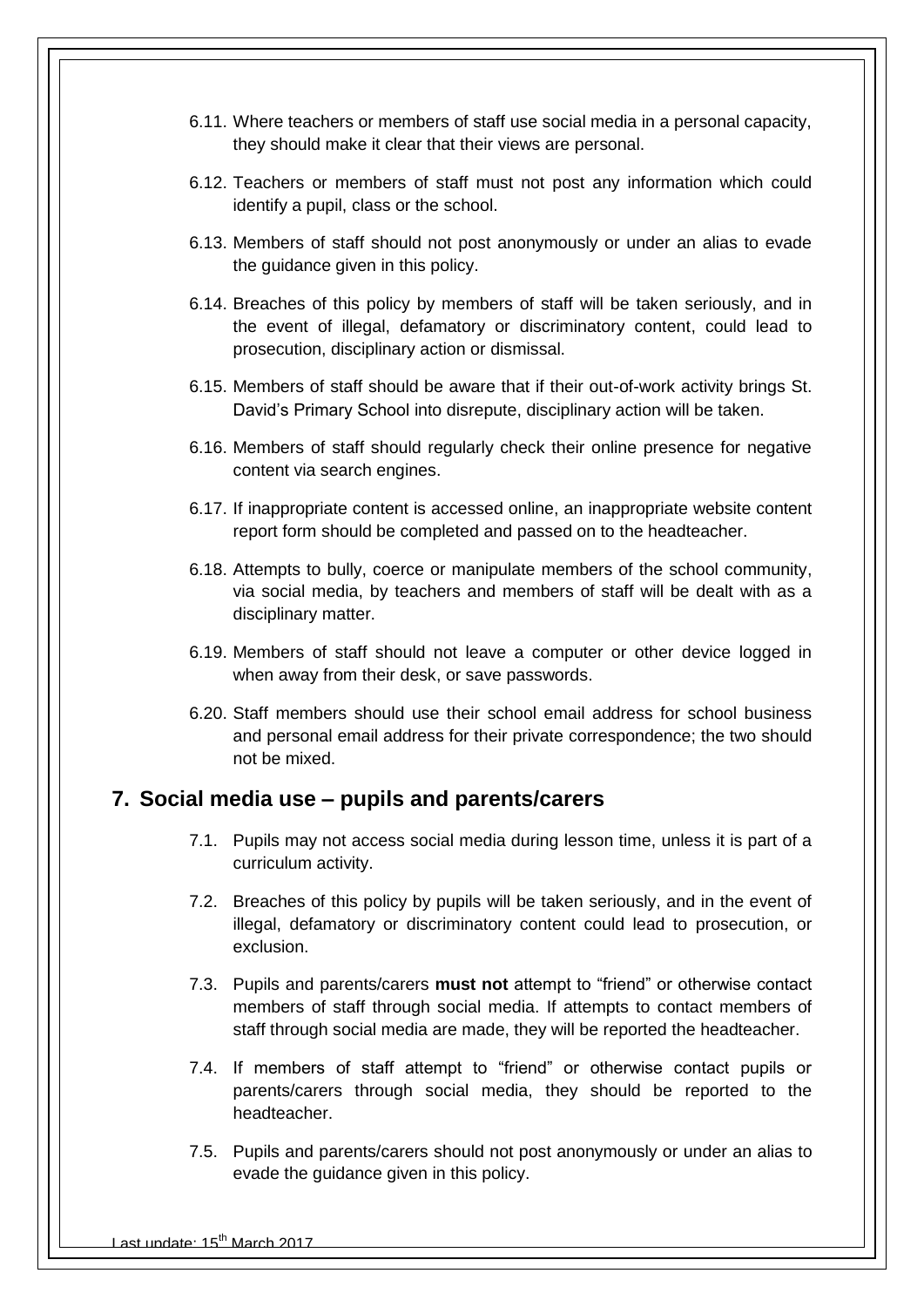6.11. Where teachers or members of staff use social media in a personal capacity, they should make it clear that their views are personal.

6.12. Teachers or members of staff must not post any information which could identify a pupil, class or the school.

6.13. Members of staff should not post anonymously or under an alias to evade the guidance given in this policy.

6.14. Breaches of this policy by members of staff will be taken seriously, and in the event of illegal, defamatory or discriminatory content, could lead to prosecution, disciplinary action or dismissal.

6.15. Members of staff should be aware that if their out-of-work activity brings St. David's Primary School into disrepute, disciplinary action will be taken.

6.16. Members of staff should regularly check their online presence for negative content via search engines.

6.17. If inappropriate content is accessed online, an inappropriate website content report form should be completed and passed on to the headteacher.

6.18. Attempts to bully, coerce or manipulate members of the school community, via social media, by teachers and members of staff will be dealt with as a disciplinary matter.

6.19. Members of staff should not leave a computer or other device logged in when away from their desk, or save passwords.

6.20. Staff members should use their school email address for school business and personal email address for their private correspondence; the two should not be mixed.

## 7. Social media use – pupils and parents/carers

7.1. Pupils may not access social media during lesson time, unless it is part of a curriculum activity.

7.2. Breaches of this policy by pupils will be taken seriously, and in the event of illegal, defamatory or discriminatory content could lead to prosecution, or exclusion.

7.3. Pupils and parents/carers **must not** attempt to "friend" or otherwise contact members of staff through social media. If attempts to contact members of staff through social media are made, they will be reported the headteacher.

7.4. If members of staff attempt to "friend" or otherwise contact pupils or parents/carers through social media, they should be reported to the headteacher.

7.5. Pupils and parents/carers should not post anonymously or under an alias to evade the guidance given in this policy.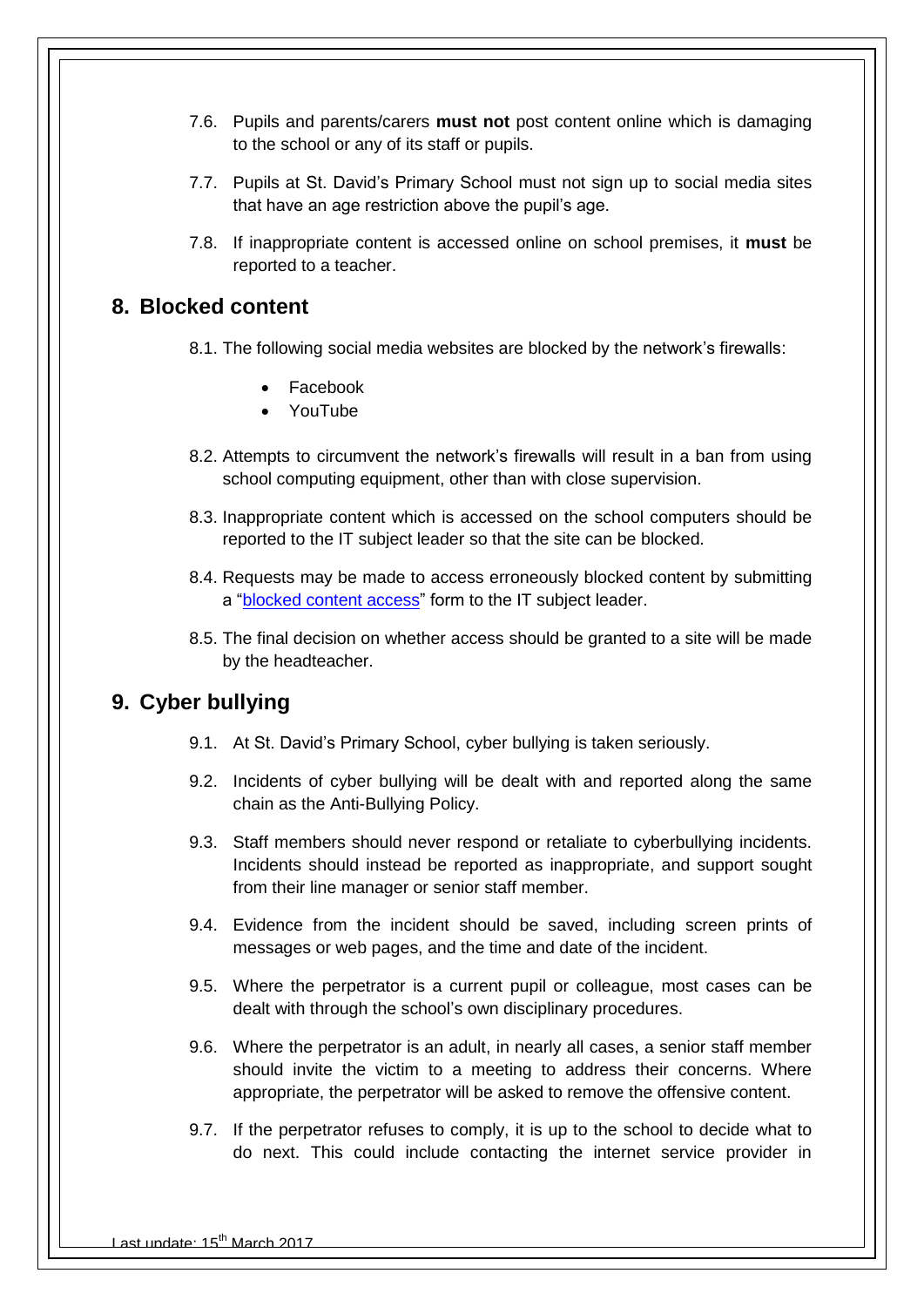7.6. Pupils and parents/carers **must not** post content online which is damaging to the school or any of its staff or pupils.

7.7. Pupils at St. David's Primary School must not sign up to social media sites that have an age restriction above the pupil's age.

7.8. If inappropriate content is accessed online on school premises, it **must** be reported to a teacher.

## 8. Blocked content

8.1. The following social media websites are blocked by the network's firewalls:

- Facebook
- YouTube

8.2. Attempts to circumvent the network's firewalls will result in a ban from using school computing equipment, other than with close supervision.

8.3. Inappropriate content which is accessed on the school computers should be reported to the IT subject leader so that the site can be blocked.

8.4. Requests may be made to access erroneously blocked content by submitting a "blocked content access" form to the IT subject leader.

8.5. The final decision on whether access should be granted to a site will be made by the headteacher.

## 9. Cyber bullying

9.1. At St. David's Primary School, cyber bullying is taken seriously.

9.2. Incidents of cyber bullying will be dealt with and reported along the same chain as the Anti-Bullying Policy.

9.3. Staff members should never respond or retaliate to cyberbullying incidents. Incidents should instead be reported as inappropriate, and support sought from their line manager or senior staff member.

9.4. Evidence from the incident should be saved, including screen prints of messages or web pages, and the time and date of the incident.

9.5. Where the perpetrator is a current pupil or colleague, most cases can be dealt with through the school's own disciplinary procedures.

9.6. Where the perpetrator is an adult, in nearly all cases, a senior staff member should invite the victim to a meeting to address their concerns. Where appropriate, the perpetrator will be asked to remove the offensive content.

9.7. If the perpetrator refuses to comply, it is up to the school to decide what to do next. This could include contacting the internet service provider in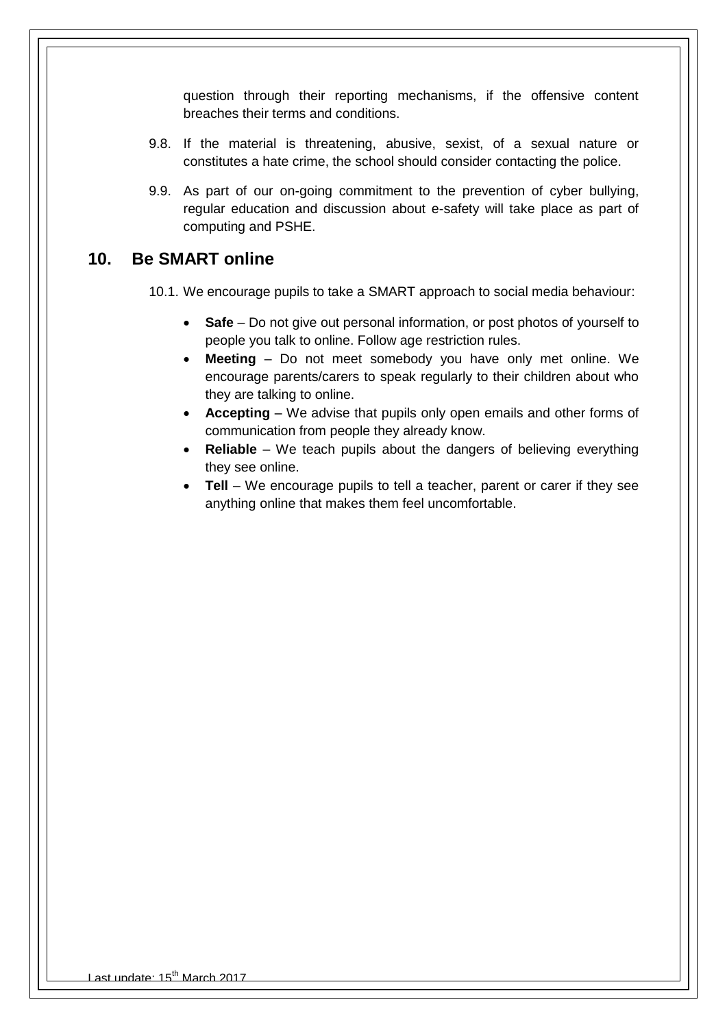question through their reporting mechanisms, if the offensive content breaches their terms and conditions.

9.8. If the material is threatening, abusive, sexist, of a sexual nature or constitutes a hate crime, the school should consider contacting the police.

9.9. As part of our on-going commitment to the prevention of cyber bullying, regular education and discussion about e-safety will take place as part of computing and PSHE.

## 10. Be SMART online

10.1. We encourage pupils to take a SMART approach to social media behaviour:

- **Safe** – Do not give out personal information, or post photos of yourself to people you talk to online. Follow age restriction rules.
- **Meeting** – Do not meet somebody you have only met online. We encourage parents/carers to speak regularly to their children about who they are talking to online.
- **Accepting** – We advise that pupils only open emails and other forms of communication from people they already know.
- **Reliable** – We teach pupils about the dangers of believing everything they see online.
- **Tell** – We encourage pupils to tell a teacher, parent or carer if they see anything online that makes them feel uncomfortable.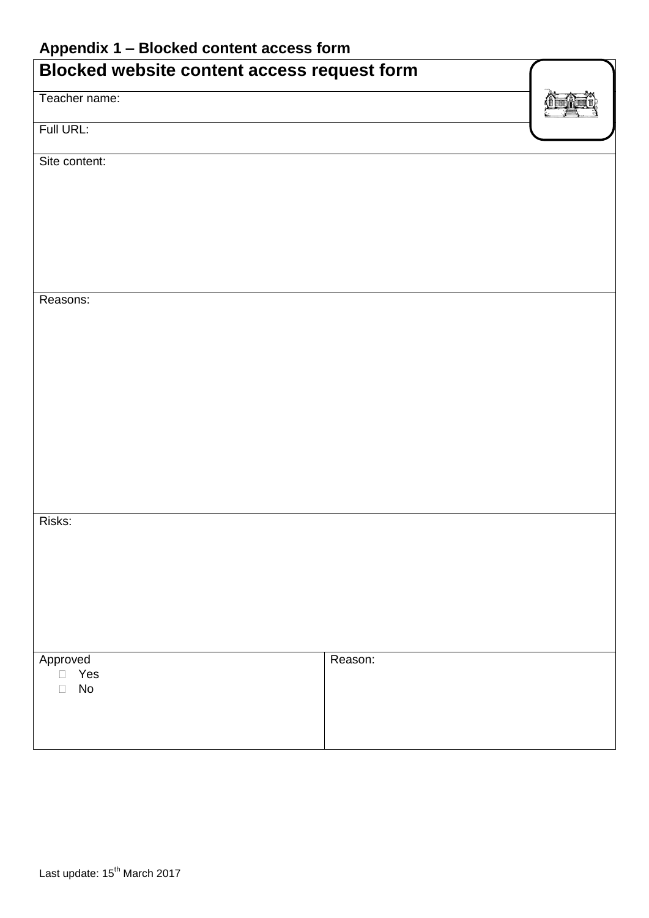## Appendix 1 – Blocked content access form

| Blocked website content access request form | |
|---|---|
| Teacher name: | |
| Full URL: | |
| Site content: | |
| Reasons: | |
| Risks: | |
| Approved<br>☐ Yes<br>☐ No | Reason: |

Last update: 15th March 2017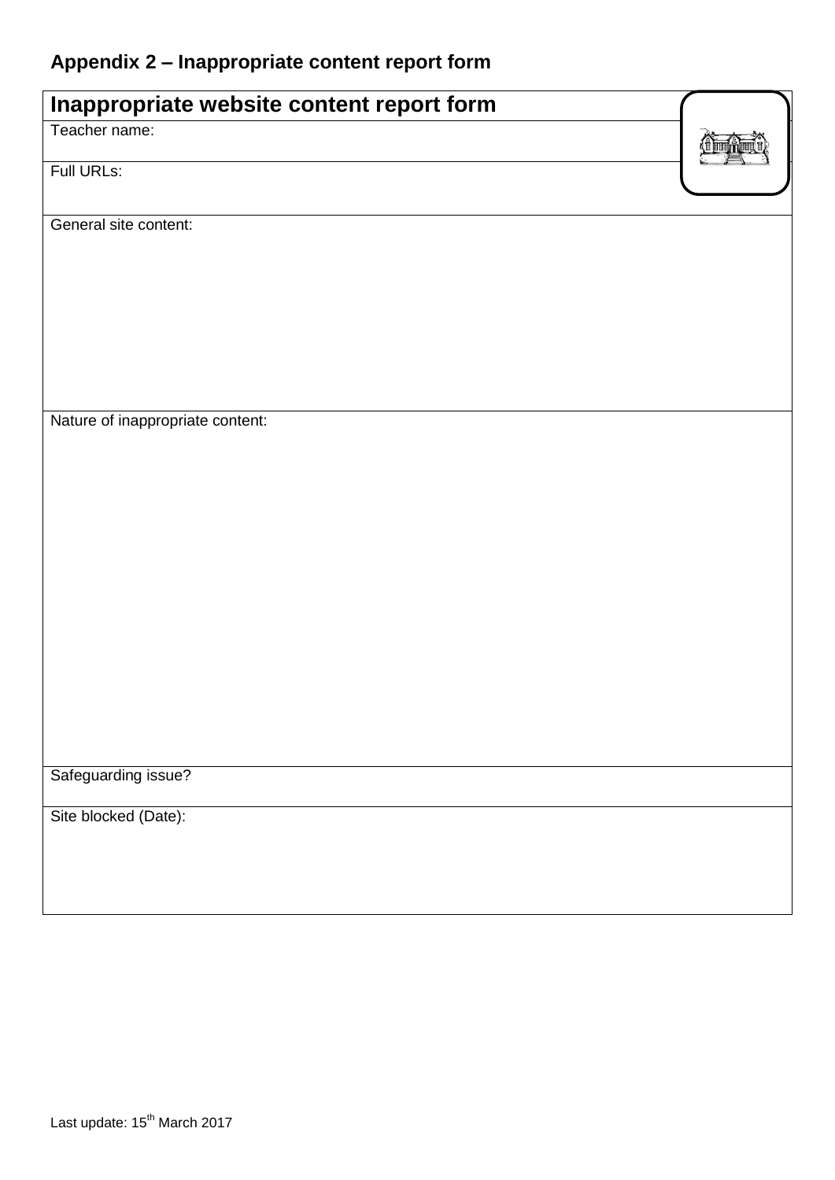## Appendix 2 – Inappropriate content report form

| **Inappropriate website content report form** |
| --- |
| Teacher name: |
| Full URLs: |
| General site content: |
| Nature of inappropriate content: |
| Safeguarding issue? |
| Site blocked (Date): |

Last update: 15th March 2017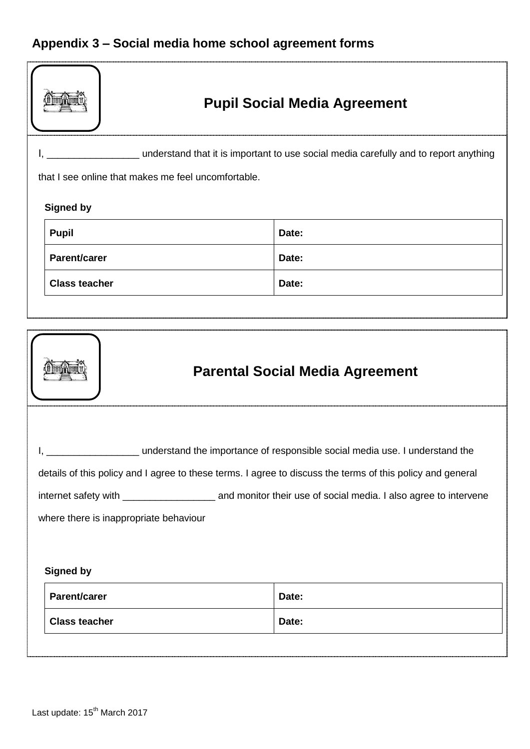## Appendix 3 – Social media home school agreement forms

### Pupil Social Media Agreement

I, _________________ understand that it is important to use social media carefully and to report anything that I see online that makes me feel uncomfortable.

**Signed by**

| **Pupil** | **Date:** |
|---|---|
| **Parent/carer** | **Date:** |
| **Class teacher** | **Date:** |

### Parental Social Media Agreement

I, _________________ understand the importance of responsible social media use. I understand the details of this policy and I agree to these terms. I agree to discuss the terms of this policy and general internet safety with _________________ and monitor their use of social media. I also agree to intervene where there is inappropriate behaviour

**Signed by**

| **Parent/carer** | **Date:** |
|---|---|
| **Class teacher** | **Date:** |

Last update: 15th March 2017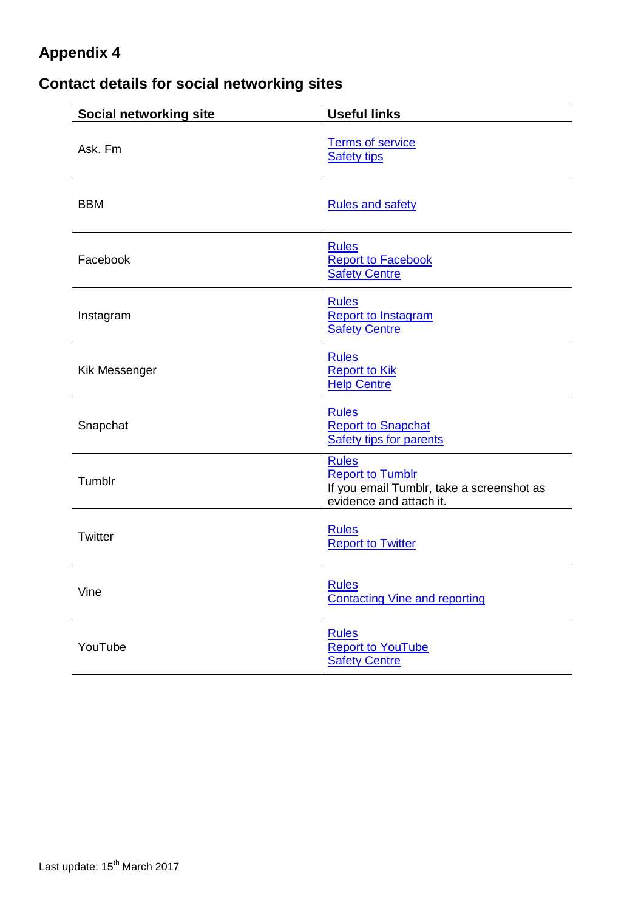## Appendix 4

## Contact details for social networking sites

| Social networking site | Useful links |
|---|---|
| Ask. Fm | Terms of service<br>Safety tips |
| BBM | Rules and safety |
| Facebook | Rules<br>Report to Facebook<br>Safety Centre |
| Instagram | Rules<br>Report to Instagram<br>Safety Centre |
| Kik Messenger | Rules<br>Report to Kik<br>Help Centre |
| Snapchat | Rules<br>Report to Snapchat<br>Safety tips for parents |
| Tumblr | Rules<br>Report to Tumblr<br>If you email Tumblr, take a screenshot as evidence and attach it. |
| Twitter | Rules<br>Report to Twitter |
| Vine | Rules<br>Contacting Vine and reporting |
| YouTube | Rules<br>Report to YouTube<br>Safety Centre |

Last update: 15th March 2017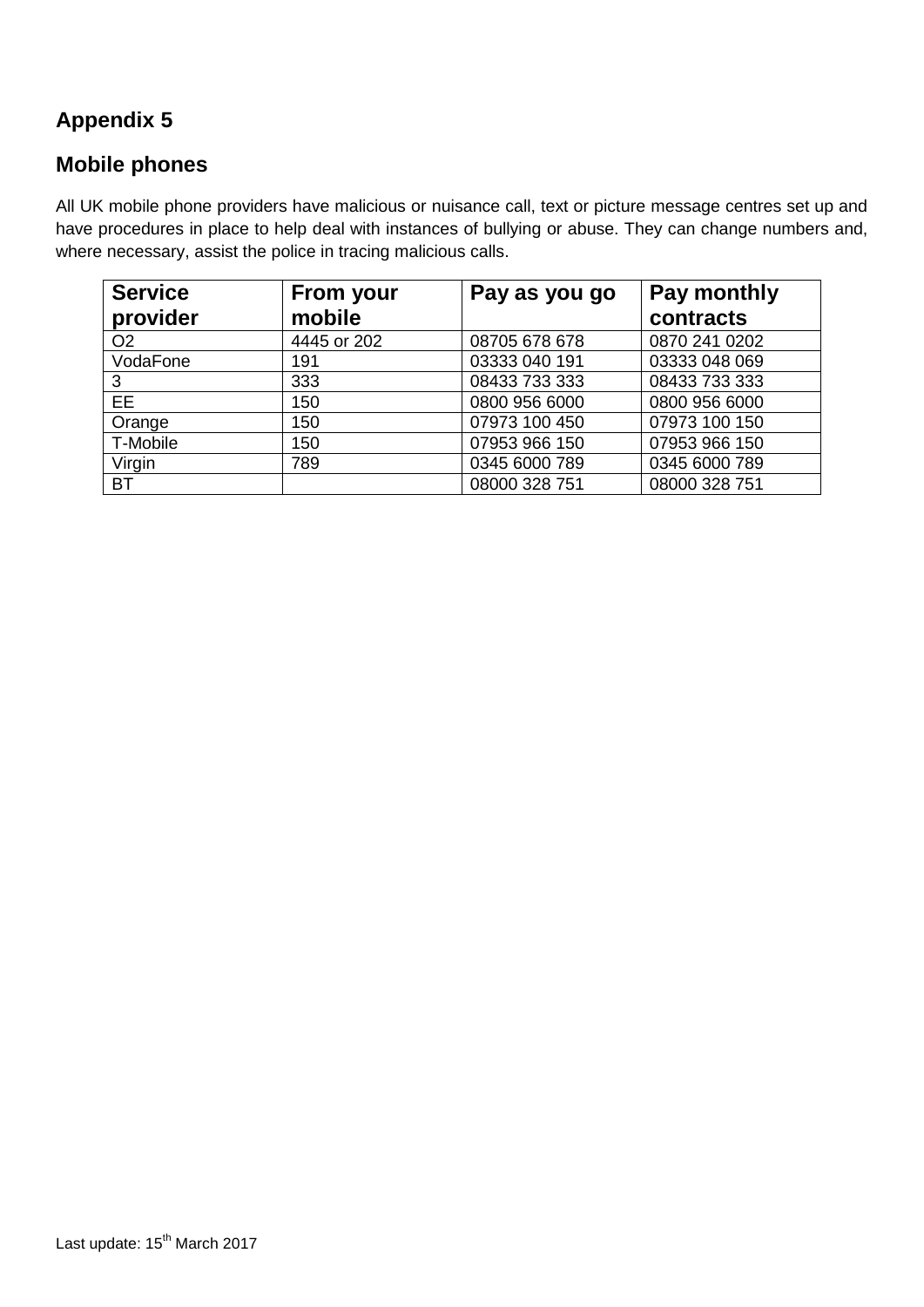## Appendix 5

## Mobile phones

All UK mobile phone providers have malicious or nuisance call, text or picture message centres set up and have procedures in place to help deal with instances of bullying or abuse. They can change numbers and, where necessary, assist the police in tracing malicious calls.

| Service provider | From your mobile | Pay as you go | Pay monthly contracts |
|---|---|---|---|
| O2 | 4445 or 202 | 08705 678 678 | 0870 241 0202 |
| VodaFone | 191 | 03333 040 191 | 03333 048 069 |
| 3 | 333 | 08433 733 333 | 08433 733 333 |
| EE | 150 | 0800 956 6000 | 0800 956 6000 |
| Orange | 150 | 07973 100 450 | 07973 100 150 |
| T-Mobile | 150 | 07953 966 150 | 07953 966 150 |
| Virgin | 789 | 0345 6000 789 | 0345 6000 789 |
| BT | | 08000 328 751 | 08000 328 751 |

Last update: 15th March 2017